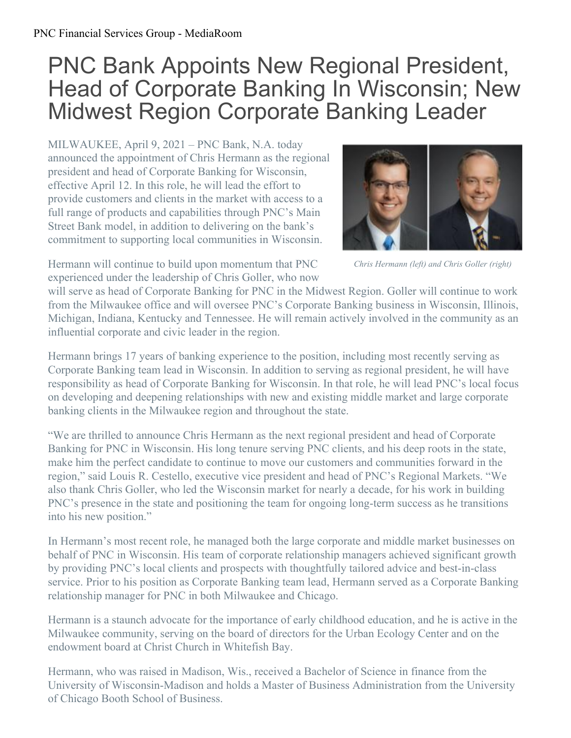# PNC Bank Appoints New Regional President, Head of Corporate Banking In Wisconsin; New Midwest Region Corporate Banking Leader

MILWAUKEE, April 9, 2021 – PNC Bank, N.A. today announced the appointment of Chris Hermann as the regional president and head of Corporate Banking for Wisconsin, effective April 12. In this role, he will lead the effort to provide customers and clients in the market with access to a full range of products and capabilities through PNC's Main Street Bank model, in addition to delivering on the bank's commitment to supporting local communities in Wisconsin.

*Chris Hermann (left) and Chris Goller (right)*

Hermann will continue to build upon momentum that PNC experienced under the leadership of Chris Goller, who now will serve as head of Corporate Banking for PNC in the Midwest Region. Goller will continue to work from the Milwaukee office and will oversee PNC's Corporate Banking business in Wisconsin, Illinois, Michigan, Indiana, Kentucky and Tennessee. He will remain actively involved in the community as an influential corporate and civic leader in the region.

Hermann brings 17 years of banking experience to the position, including most recently serving as Corporate Banking team lead in Wisconsin. In addition to serving as regional president, he will have responsibility as head of Corporate Banking for Wisconsin. In that role, he will lead PNC's local focus on developing and deepening relationships with new and existing middle market and large corporate banking clients in the Milwaukee region and throughout the state.

"We are thrilled to announce Chris Hermann as the next regional president and head of Corporate Banking for PNC in Wisconsin. His long tenure serving PNC clients, and his deep roots in the state, make him the perfect candidate to continue to move our customers and communities forward in the region," said Louis R. Cestello, executive vice president and head of PNC's Regional Markets. "We also thank Chris Goller, who led the Wisconsin market for nearly a decade, for his work in building PNC's presence in the state and positioning the team for ongoing long-term success as he transitions into his new position."

In Hermann's most recent role, he managed both the large corporate and middle market businesses on behalf of PNC in Wisconsin. His team of corporate relationship managers achieved significant growth by providing PNC's local clients and prospects with thoughtfully tailored advice and best-in-class service. Prior to his position as Corporate Banking team lead, Hermann served as a Corporate Banking relationship manager for PNC in both Milwaukee and Chicago.

Hermann is a staunch advocate for the importance of early childhood education, and he is active in the Milwaukee community, serving on the board of directors for the Urban Ecology Center and on the endowment board at Christ Church in Whitefish Bay.

Hermann, who was raised in Madison, Wis., received a Bachelor of Science in finance from the University of Wisconsin-Madison and holds a Master of Business Administration from the University of Chicago Booth School of Business.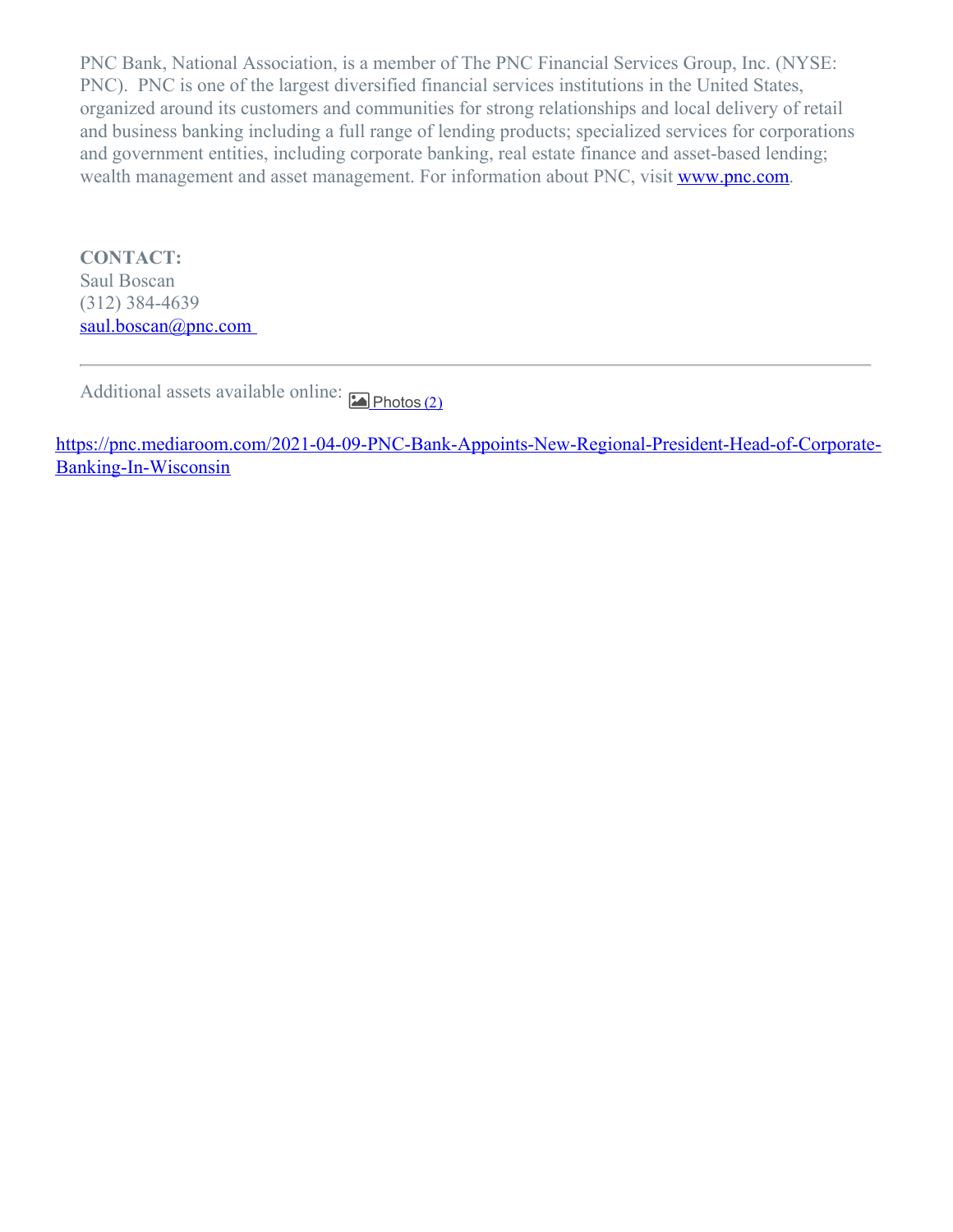PNC Bank, National Association, is a member of The PNC Financial Services Group, Inc. (NYSE: PNC). PNC is one of the largest diversified financial services institutions in the United States, organized around its customers and communities for strong relationships and local delivery of retail and business banking including a full range of lending products; specialized services for corporations and government entities, including corporate banking, real estate finance and asset-based lending; wealth management and asset management. For information about PNC, visit [www.pnc.com](http://www.pnc.com).

**CONTACT:**
Saul Boscan
(312) 384-4639
[saul.boscan@pnc.com](mailto:saul.boscan@pnc.com)

---

Additional assets available online: Photos (2)

[https://pnc.mediaroom.com/2021-04-09-PNC-Bank-Appoints-New-Regional-President-Head-of-Corporate-Banking-In-Wisconsin](https://pnc.mediaroom.com/2021-04-09-PNC-Bank-Appoints-New-Regional-President-Head-of-Corporate-Banking-In-Wisconsin)